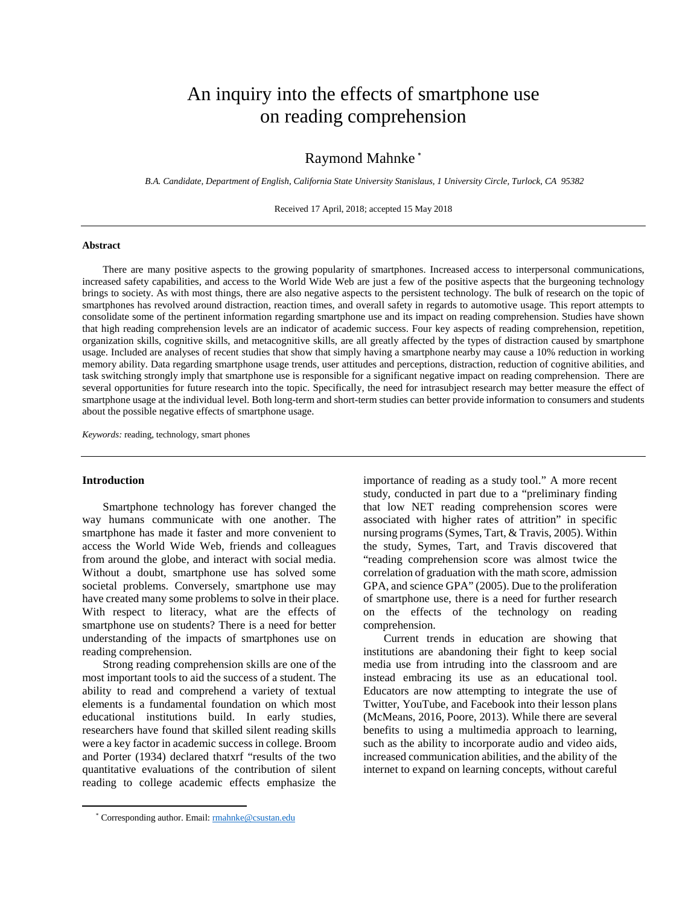# An inquiry into the effects of smartphone use on reading comprehension

Raymond Mahnke [*]

*B.A. Candidate, Department of English, California State University Stanislaus, 1 University Circle, Turlock, CA 95382*

Received 17 April, 2018; accepted 15 May 2018

---

**Abstract**

There are many positive aspects to the growing popularity of smartphones. Increased access to interpersonal communications, increased safety capabilities, and access to the World Wide Web are just a few of the positive aspects that the burgeoning technology brings to society. As with most things, there are also negative aspects to the persistent technology. The bulk of research on the topic of smartphones has revolved around distraction, reaction times, and overall safety in regards to automotive usage. This report attempts to consolidate some of the pertinent information regarding smartphone use and its impact on reading comprehension. Studies have shown that high reading comprehension levels are an indicator of academic success. Four key aspects of reading comprehension, repetition, organization skills, cognitive skills, and metacognitive skills, are all greatly affected by the types of distraction caused by smartphone usage. Included are analyses of recent studies that show that simply having a smartphone nearby may cause a 10% reduction in working memory ability. Data regarding smartphone usage trends, user attitudes and perceptions, distraction, reduction of cognitive abilities, and task switching strongly imply that smartphone use is responsible for a significant negative impact on reading comprehension. There are several opportunities for future research into the topic. Specifically, the need for intrasubject research may better measure the effect of smartphone usage at the individual level. Both long-term and short-term studies can better provide information to consumers and students about the possible negative effects of smartphone usage.

*Keywords:* reading, technology, smart phones

---

**Introduction**

Smartphone technology has forever changed the way humans communicate with one another. The smartphone has made it faster and more convenient to access the World Wide Web, friends and colleagues from around the globe, and interact with social media. Without a doubt, smartphone use has solved some societal problems. Conversely, smartphone use may have created many some problems to solve in their place. With respect to literacy, what are the effects of smartphone use on students? There is a need for better understanding of the impacts of smartphones use on reading comprehension.

Strong reading comprehension skills are one of the most important tools to aid the success of a student. The ability to read and comprehend a variety of textual elements is a fundamental foundation on which most educational institutions build. In early studies, researchers have found that skilled silent reading skills were a key factor in academic success in college. Broom and Porter (1934) declared thatxrf "results of the two quantitative evaluations of the contribution of silent reading to college academic effects emphasize the importance of reading as a study tool." A more recent study, conducted in part due to a "preliminary finding that low NET reading comprehension scores were associated with higher rates of attrition" in specific nursing programs (Symes, Tart, & Travis, 2005). Within the study, Symes, Tart, and Travis discovered that "reading comprehension score was almost twice the correlation of graduation with the math score, admission GPA, and science GPA" (2005). Due to the proliferation of smartphone use, there is a need for further research on the effects of the technology on reading comprehension.

Current trends in education are showing that institutions are abandoning their fight to keep social media use from intruding into the classroom and are instead embracing its use as an educational tool. Educators are now attempting to integrate the use of Twitter, YouTube, and Facebook into their lesson plans (McMeans, 2016, Poore, 2013). While there are several benefits to using a multimedia approach to learning, such as the ability to incorporate audio and video aids, increased communication abilities, and the ability of the internet to expand on learning concepts, without careful

---

[*] Corresponding author. Email: rmahnke@csustan.edu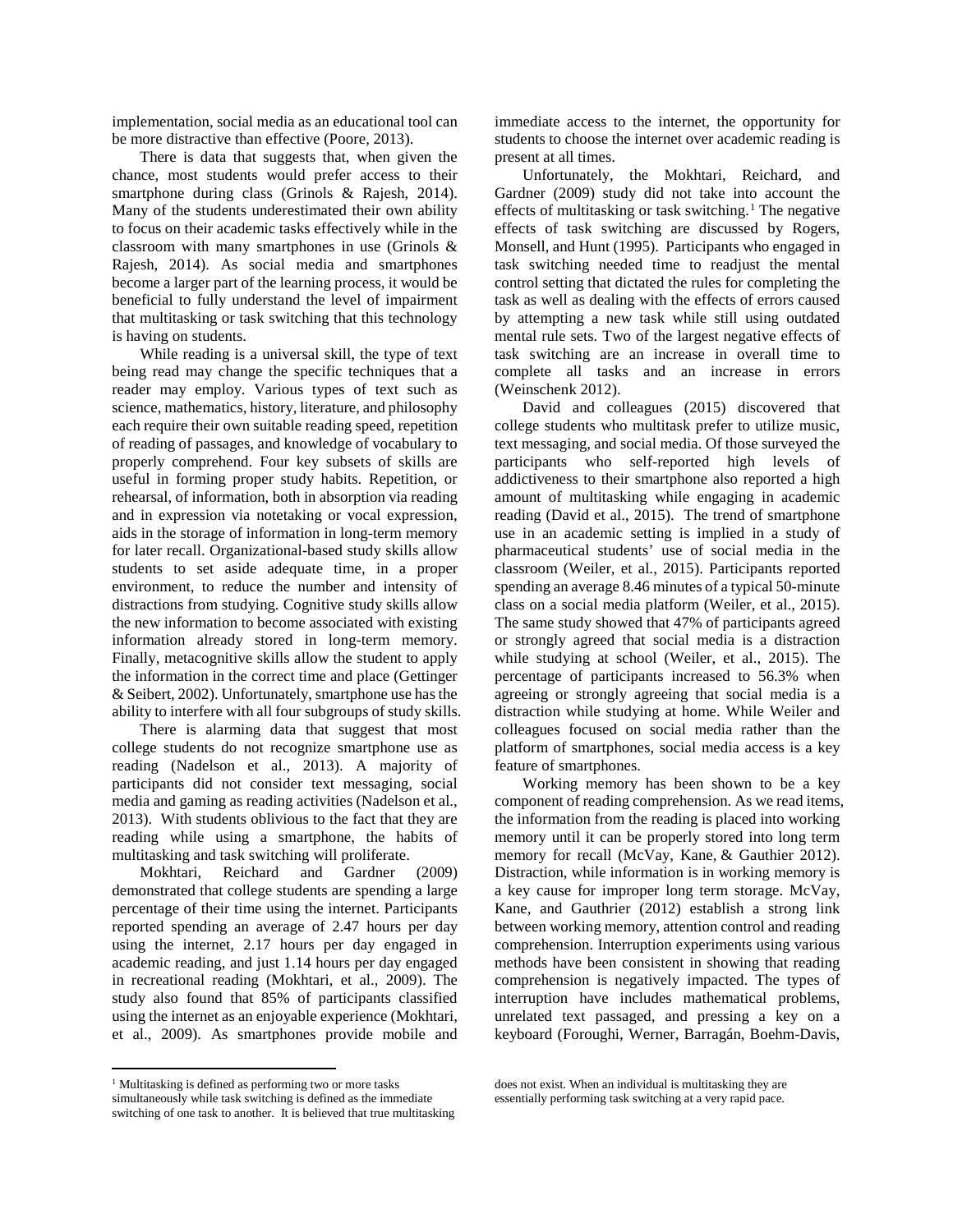implementation, social media as an educational tool can be more distractive than effective (Poore, 2013).

There is data that suggests that, when given the chance, most students would prefer access to their smartphone during class (Grinols & Rajesh, 2014). Many of the students underestimated their own ability to focus on their academic tasks effectively while in the classroom with many smartphones in use (Grinols & Rajesh, 2014). As social media and smartphones become a larger part of the learning process, it would be beneficial to fully understand the level of impairment that multitasking or task switching that this technology is having on students.

While reading is a universal skill, the type of text being read may change the specific techniques that a reader may employ. Various types of text such as science, mathematics, history, literature, and philosophy each require their own suitable reading speed, repetition of reading of passages, and knowledge of vocabulary to properly comprehend. Four key subsets of skills are useful in forming proper study habits. Repetition, or rehearsal, of information, both in absorption via reading and in expression via notetaking or vocal expression, aids in the storage of information in long-term memory for later recall. Organizational-based study skills allow students to set aside adequate time, in a proper environment, to reduce the number and intensity of distractions from studying. Cognitive study skills allow the new information to become associated with existing information already stored in long-term memory. Finally, metacognitive skills allow the student to apply the information in the correct time and place (Gettinger & Seibert, 2002). Unfortunately, smartphone use has the ability to interfere with all four subgroups of study skills.

There is alarming data that suggest that most college students do not recognize smartphone use as reading (Nadelson et al., 2013). A majority of participants did not consider text messaging, social media and gaming as reading activities (Nadelson et al., 2013). With students oblivious to the fact that they are reading while using a smartphone, the habits of multitasking and task switching will proliferate.

Mokhtari, Reichard and Gardner (2009) demonstrated that college students are spending a large percentage of their time using the internet. Participants reported spending an average of 2.47 hours per day using the internet, 2.17 hours per day engaged in academic reading, and just 1.14 hours per day engaged in recreational reading (Mokhtari, et al., 2009). The study also found that 85% of participants classified using the internet as an enjoyable experience (Mokhtari, et al., 2009). As smartphones provide mobile and immediate access to the internet, the opportunity for students to choose the internet over academic reading is present at all times.

Unfortunately, the Mokhtari, Reichard, and Gardner (2009) study did not take into account the effects of multitasking or task switching.[1] The negative effects of task switching are discussed by Rogers, Monsell, and Hunt (1995). Participants who engaged in task switching needed time to readjust the mental control setting that dictated the rules for completing the task as well as dealing with the effects of errors caused by attempting a new task while still using outdated mental rule sets. Two of the largest negative effects of task switching are an increase in overall time to complete all tasks and an increase in errors (Weinschenk 2012).

David and colleagues (2015) discovered that college students who multitask prefer to utilize music, text messaging, and social media. Of those surveyed the participants who self-reported high levels of addictiveness to their smartphone also reported a high amount of multitasking while engaging in academic reading (David et al., 2015). The trend of smartphone use in an academic setting is implied in a study of pharmaceutical students' use of social media in the classroom (Weiler, et al., 2015). Participants reported spending an average 8.46 minutes of a typical 50-minute class on a social media platform (Weiler, et al., 2015). The same study showed that 47% of participants agreed or strongly agreed that social media is a distraction while studying at school (Weiler, et al., 2015). The percentage of participants increased to 56.3% when agreeing or strongly agreeing that social media is a distraction while studying at home. While Weiler and colleagues focused on social media rather than the platform of smartphones, social media access is a key feature of smartphones.

Working memory has been shown to be a key component of reading comprehension. As we read items, the information from the reading is placed into working memory until it can be properly stored into long term memory for recall (McVay, Kane, & Gauthier 2012). Distraction, while information is in working memory is a key cause for improper long term storage. McVay, Kane, and Gauthrier (2012) establish a strong link between working memory, attention control and reading comprehension. Interruption experiments using various methods have been consistent in showing that reading comprehension is negatively impacted. The types of interruption have includes mathematical problems, unrelated text passaged, and pressing a key on a keyboard (Foroughi, Werner, Barragán, Boehm-Davis,

[1] Multitasking is defined as performing two or more tasks simultaneously while task switching is defined as the immediate switching of one task to another. It is believed that true multitasking does not exist. When an individual is multitasking they are essentially performing task switching at a very rapid pace.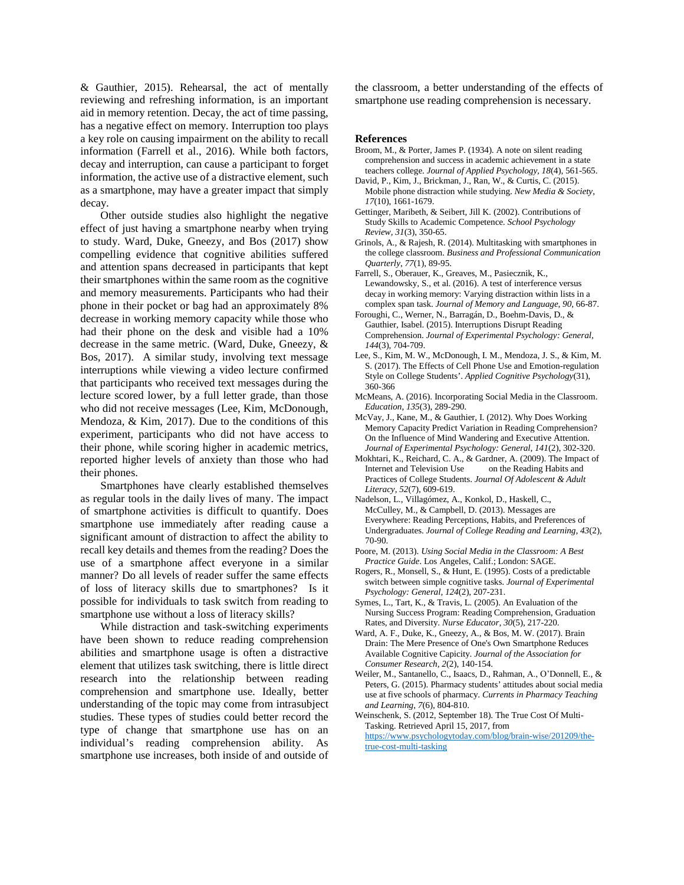& Gauthier, 2015). Rehearsal, the act of mentally reviewing and refreshing information, is an important aid in memory retention. Decay, the act of time passing, has a negative effect on memory. Interruption too plays a key role on causing impairment on the ability to recall information (Farrell et al., 2016). While both factors, decay and interruption, can cause a participant to forget information, the active use of a distractive element, such as a smartphone, may have a greater impact that simply decay.

Other outside studies also highlight the negative effect of just having a smartphone nearby when trying to study. Ward, Duke, Gneezy, and Bos (2017) show compelling evidence that cognitive abilities suffered and attention spans decreased in participants that kept their smartphones within the same room as the cognitive and memory measurements. Participants who had their phone in their pocket or bag had an approximately 8% decrease in working memory capacity while those who had their phone on the desk and visible had a 10% decrease in the same metric. (Ward, Duke, Gneezy, & Bos, 2017). A similar study, involving text message interruptions while viewing a video lecture confirmed that participants who received text messages during the lecture scored lower, by a full letter grade, than those who did not receive messages (Lee, Kim, McDonough, Mendoza, & Kim, 2017). Due to the conditions of this experiment, participants who did not have access to their phone, while scoring higher in academic metrics, reported higher levels of anxiety than those who had their phones.

Smartphones have clearly established themselves as regular tools in the daily lives of many. The impact of smartphone activities is difficult to quantify. Does smartphone use immediately after reading cause a significant amount of distraction to affect the ability to recall key details and themes from the reading? Does the use of a smartphone affect everyone in a similar manner? Do all levels of reader suffer the same effects of loss of literacy skills due to smartphones? Is it possible for individuals to task switch from reading to smartphone use without a loss of literacy skills?

While distraction and task-switching experiments have been shown to reduce reading comprehension abilities and smartphone usage is often a distractive element that utilizes task switching, there is little direct research into the relationship between reading comprehension and smartphone use. Ideally, better understanding of the topic may come from intrasubject studies. These types of studies could better record the type of change that smartphone use has on an individual's reading comprehension ability. As smartphone use increases, both inside of and outside of the classroom, a better understanding of the effects of smartphone use reading comprehension is necessary.

## References

Broom, M., & Porter, James P. (1934). A note on silent reading comprehension and success in academic achievement in a state teachers college. *Journal of Applied Psychology, 18*(4), 561-565.

David, P., Kim, J., Brickman, J., Ran, W., & Curtis, C. (2015). Mobile phone distraction while studying. *New Media & Society, 17*(10), 1661-1679.

Gettinger, Maribeth, & Seibert, Jill K. (2002). Contributions of Study Skills to Academic Competence. *School Psychology Review, 31*(3), 350-65.

Grinols, A., & Rajesh, R. (2014). Multitasking with smartphones in the college classroom. *Business and Professional Communication Quarterly, 77*(1), 89-95.

Farrell, S., Oberauer, K., Greaves, M., Pasiecznik, K., Lewandowsky, S., et al. (2016). A test of interference versus decay in working memory: Varying distraction within lists in a complex span task. *Journal of Memory and Language, 90*, 66-87.

Foroughi, C., Werner, N., Barragán, D., Boehm-Davis, D., & Gauthier, Isabel. (2015). Interruptions Disrupt Reading Comprehension. *Journal of Experimental Psychology: General, 144*(3), 704-709.

Lee, S., Kim, M. W., McDonough, I. M., Mendoza, J. S., & Kim, M. S. (2017). The Effects of Cell Phone Use and Emotion-regulation Style on College Students'. *Applied Cognitive Psychology*(31), 360-366

McMeans, A. (2016). Incorporating Social Media in the Classroom. *Education, 135*(3), 289-290.

McVay, J., Kane, M., & Gauthier, I. (2012). Why Does Working Memory Capacity Predict Variation in Reading Comprehension? On the Influence of Mind Wandering and Executive Attention. *Journal of Experimental Psychology: General, 141*(2), 302-320.

Mokhtari, K., Reichard, C. A., & Gardner, A. (2009). The Impact of Internet and Television Use on the Reading Habits and Practices of College Students. *Journal Of Adolescent & Adult Literacy, 52*(7), 609-619.

Nadelson, L., Villagómez, A., Konkol, D., Haskell, C., McCulley, M., & Campbell, D. (2013). Messages are Everywhere: Reading Perceptions, Habits, and Preferences of Undergraduates. *Journal of College Reading and Learning, 43*(2), 70-90.

Poore, M. (2013). *Using Social Media in the Classroom: A Best Practice Guide*. Los Angeles, Calif.; London: SAGE.

Rogers, R., Monsell, S., & Hunt, E. (1995). Costs of a predictable switch between simple cognitive tasks. *Journal of Experimental Psychology: General, 124*(2), 207-231.

Symes, L., Tart, K., & Travis, L. (2005). An Evaluation of the Nursing Success Program: Reading Comprehension, Graduation Rates, and Diversity. *Nurse Educator, 30*(5), 217-220.

Ward, A. F., Duke, K., Gneezy, A., & Bos, M. W. (2017). Brain Drain: The Mere Presence of One's Own Smartphone Reduces Available Cognitive Capicity. *Journal of the Association for Consumer Research, 2*(2), 140-154.

Weiler, M., Santanello, C., Isaacs, D., Rahman, A., O'Donnell, E., & Peters, G. (2015). Pharmacy students' attitudes about social media use at five schools of pharmacy. *Currents in Pharmacy Teaching and Learning, 7*(6), 804-810.

Weinschenk, S. (2012, September 18). The True Cost Of Multi-Tasking. Retrieved April 15, 2017, from https://www.psychologytoday.com/blog/brain-wise/201209/the-true-cost-multi-tasking